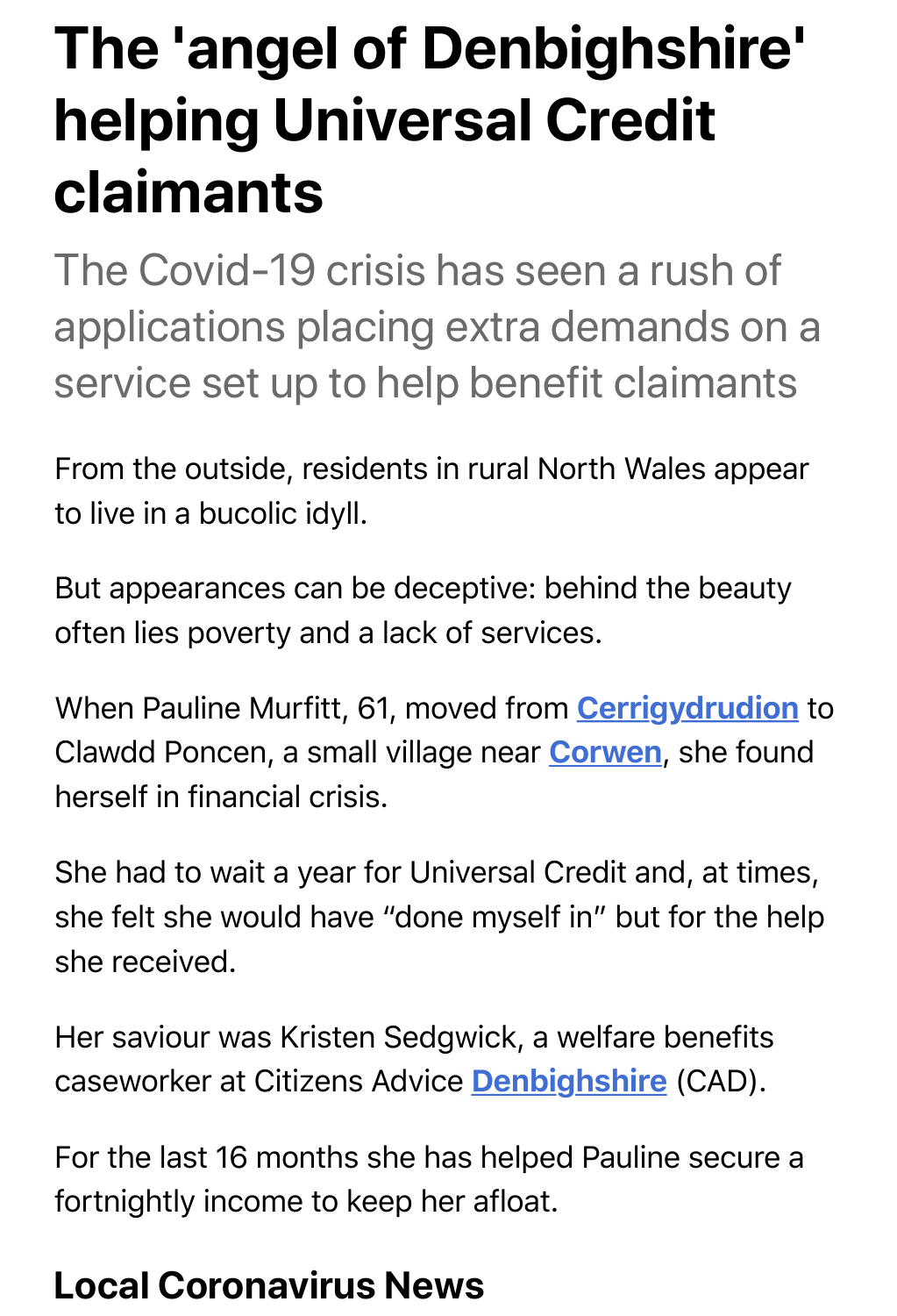# The 'angel of Denbighshire' helping Universal Credit claimants

The Covid-19 crisis has seen a rush of applications placing extra demands on a service set up to help benefit claimants

From the outside, residents in rural North Wales appear to live in a bucolic idyll.

But appearances can be deceptive: behind the beauty often lies poverty and a lack of services.

When Pauline Murfitt, 61, moved from Cerrigydrudion to Clawdd Poncen, a small village near Corwen, she found herself in financial crisis.

She had to wait a year for Universal Credit and, at times, she felt she would have "done myself in" but for the help she received.

Her saviour was Kristen Sedgwick, a welfare benefits caseworker at Citizens Advice Denbighshire (CAD).

For the last 16 months she has helped Pauline secure a fortnightly income to keep her afloat.

## Local Coronavirus News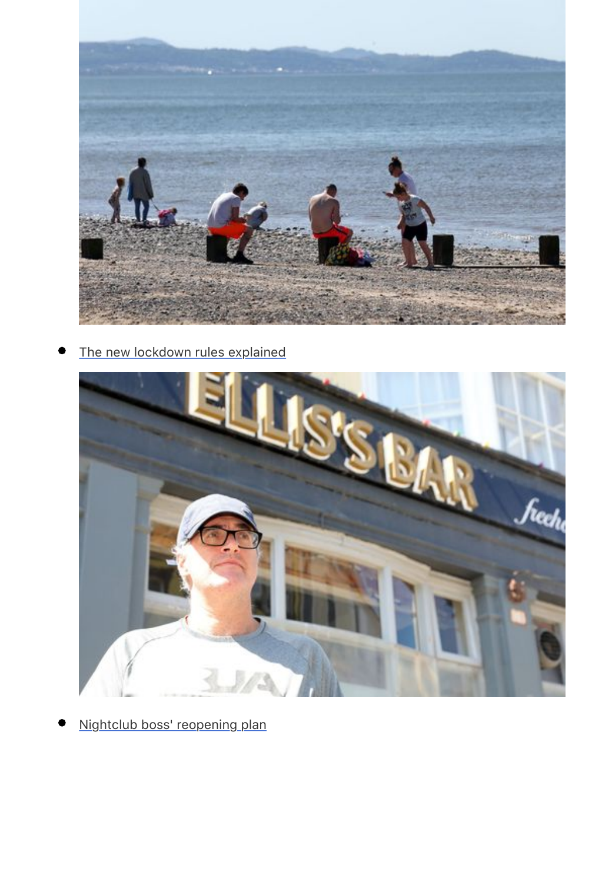- The new lockdown rules explained
- Nightclub boss' reopening plan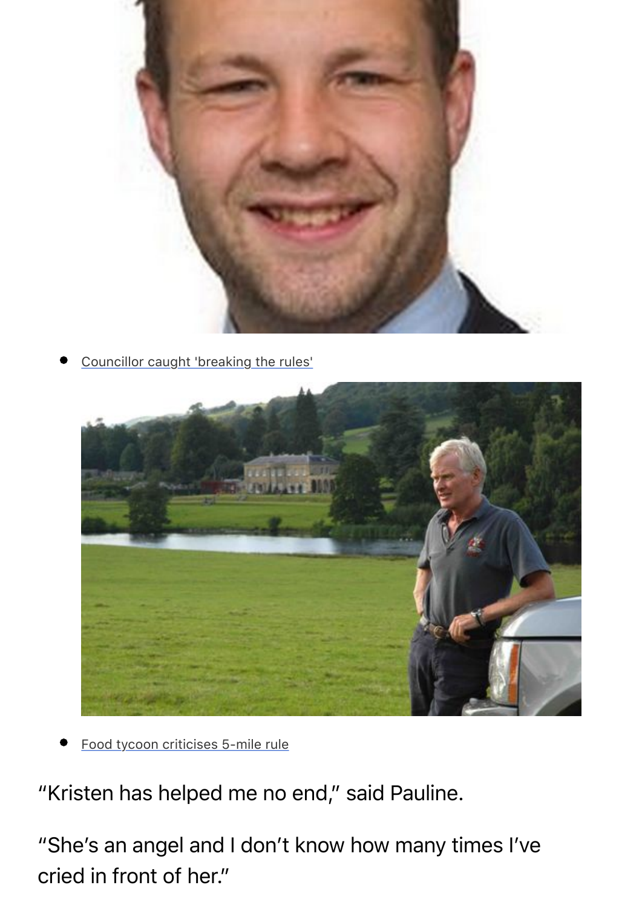- [Councillor caught 'breaking the rules']()

- [Food tycoon criticises 5-mile rule]()

"Kristen has helped me no end," said Pauline.

"She's an angel and I don't know how many times I've cried in front of her."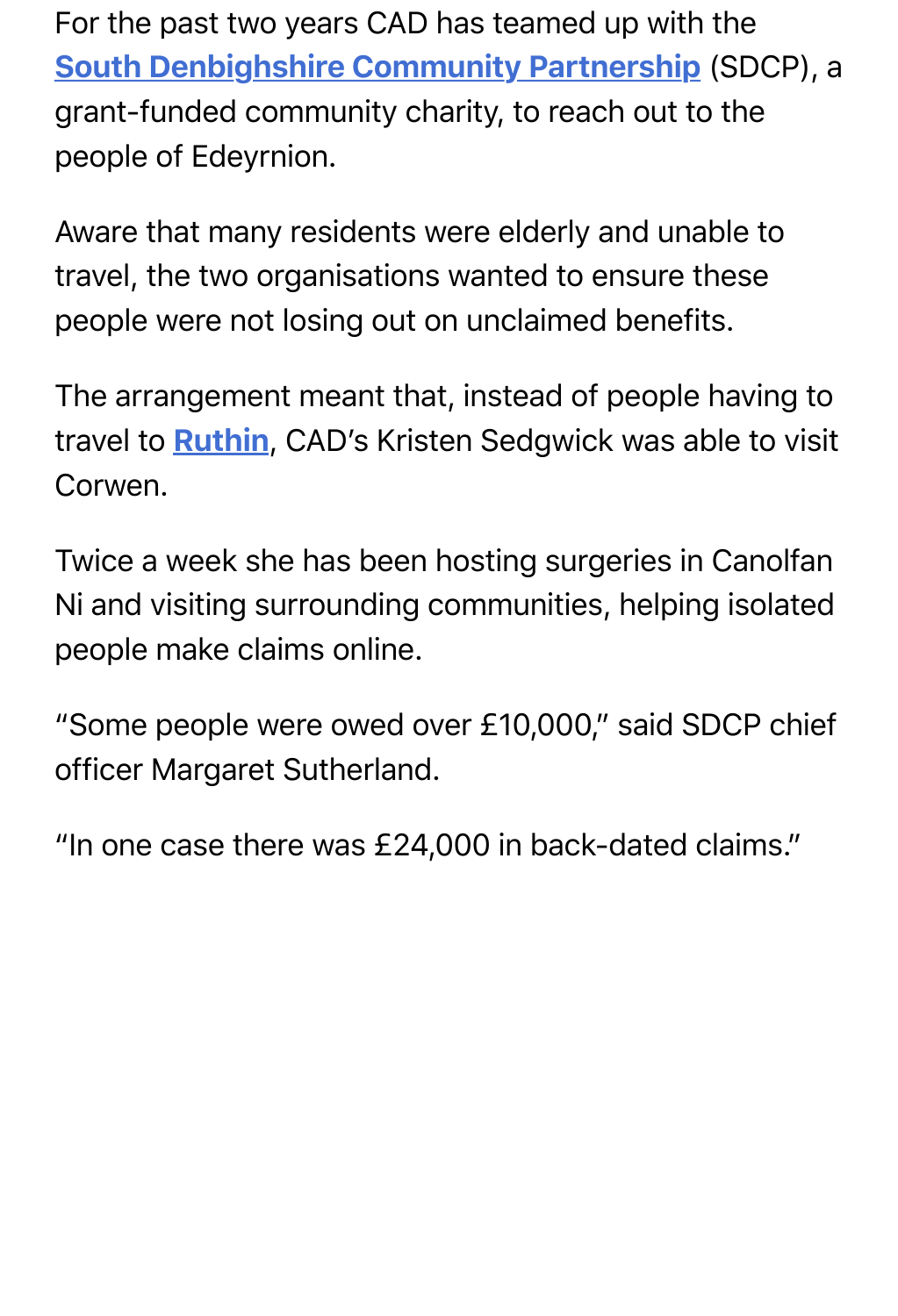For the past two years CAD has teamed up with the **South Denbighshire Community Partnership** (SDCP), a grant-funded community charity, to reach out to the people of Edeyrnion.

Aware that many residents were elderly and unable to travel, the two organisations wanted to ensure these people were not losing out on unclaimed benefits.

The arrangement meant that, instead of people having to travel to **Ruthin**, CAD's Kristen Sedgwick was able to visit Corwen.

Twice a week she has been hosting surgeries in Canolfan Ni and visiting surrounding communities, helping isolated people make claims online.

"Some people were owed over £10,000," said SDCP chief officer Margaret Sutherland.

"In one case there was £24,000 in back-dated claims."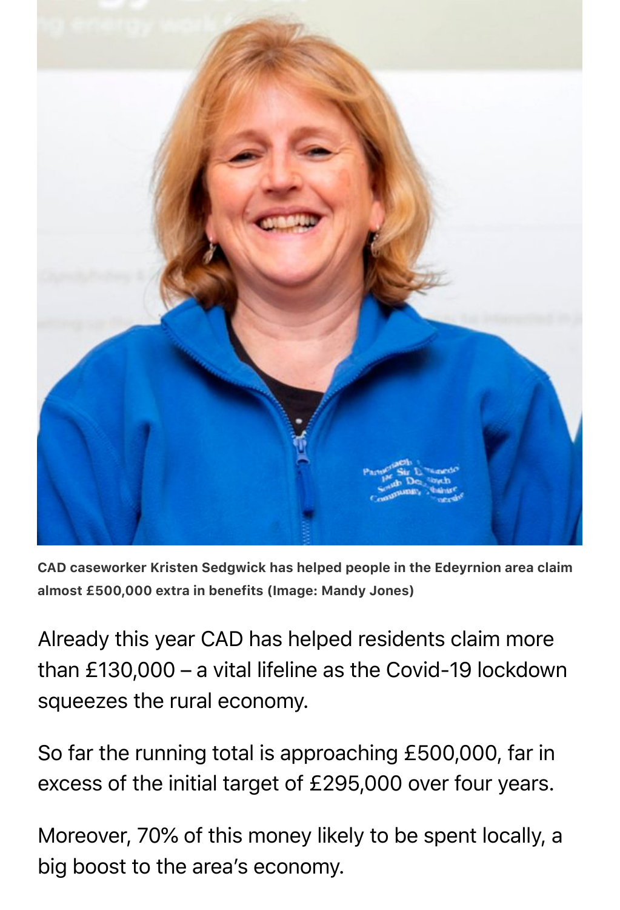**CAD caseworker Kristen Sedgwick has helped people in the Edeyrnion area claim almost £500,000 extra in benefits (Image: Mandy Jones)**

Already this year CAD has helped residents claim more than £130,000 – a vital lifeline as the Covid-19 lockdown squeezes the rural economy.

So far the running total is approaching £500,000, far in excess of the initial target of £295,000 over four years.

Moreover, 70% of this money likely to be spent locally, a big boost to the area's economy.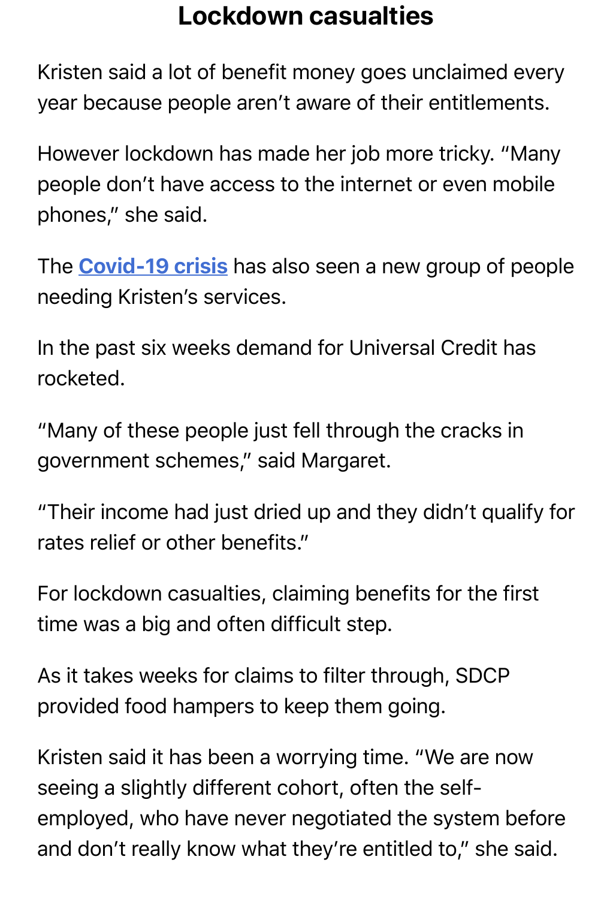## Lockdown casualties

Kristen said a lot of benefit money goes unclaimed every year because people aren't aware of their entitlements.

However lockdown has made her job more tricky. "Many people don't have access to the internet or even mobile phones," she said.

The **Covid-19 crisis** has also seen a new group of people needing Kristen's services.

In the past six weeks demand for Universal Credit has rocketed.

"Many of these people just fell through the cracks in government schemes," said Margaret.

"Their income had just dried up and they didn't qualify for rates relief or other benefits."

For lockdown casualties, claiming benefits for the first time was a big and often difficult step.

As it takes weeks for claims to filter through, SDCP provided food hampers to keep them going.

Kristen said it has been a worrying time. "We are now seeing a slightly different cohort, often the self-employed, who have never negotiated the system before and don't really know what they're entitled to," she said.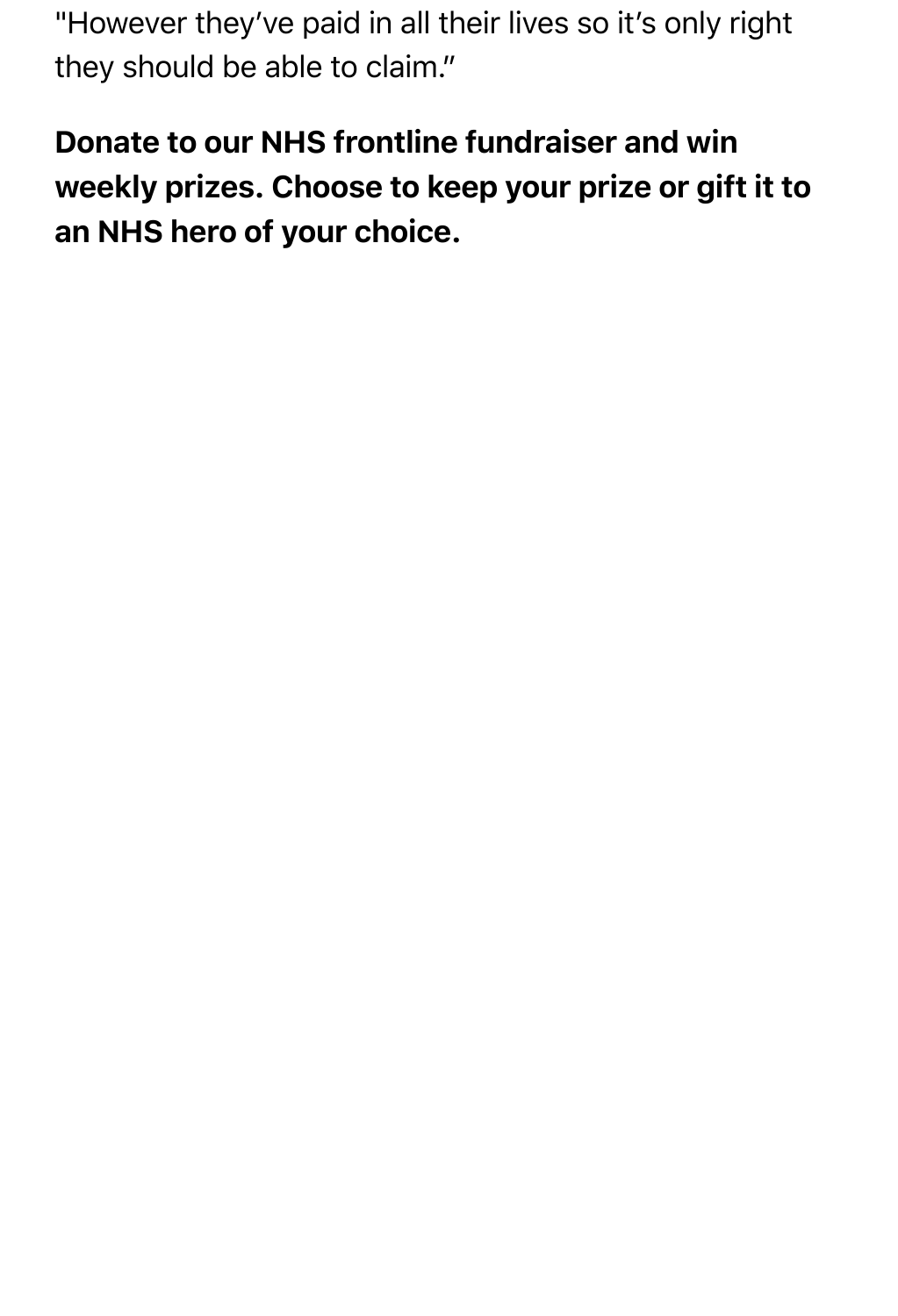"However they've paid in all their lives so it's only right they should be able to claim."

**Donate to our NHS frontline fundraiser and win weekly prizes. Choose to keep your prize or gift it to an NHS hero of your choice.**